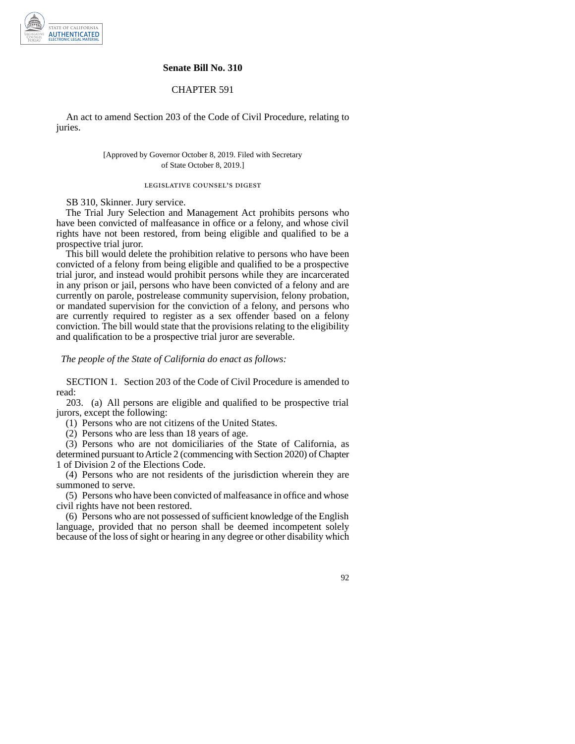## Senate Bill No. 310

### CHAPTER 591

An act to amend Section 203 of the Code of Civil Procedure, relating to juries.

[Approved by Governor October 8, 2019. Filed with Secretary of State October 8, 2019.]

LEGISLATIVE COUNSEL'S DIGEST

SB 310, Skinner. Jury service.

The Trial Jury Selection and Management Act prohibits persons who have been convicted of malfeasance in office or a felony, and whose civil rights have not been restored, from being eligible and qualified to be a prospective trial juror.

This bill would delete the prohibition relative to persons who have been convicted of a felony from being eligible and qualified to be a prospective trial juror, and instead would prohibit persons while they are incarcerated in any prison or jail, persons who have been convicted of a felony and are currently on parole, postrelease community supervision, felony probation, or mandated supervision for the conviction of a felony, and persons who are currently required to register as a sex offender based on a felony conviction. The bill would state that the provisions relating to the eligibility and qualification to be a prospective trial juror are severable.

*The people of the State of California do enact as follows:*

SECTION 1. Section 203 of the Code of Civil Procedure is amended to read:

203. (a) All persons are eligible and qualified to be prospective trial jurors, except the following:

(1) Persons who are not citizens of the United States.

(2) Persons who are less than 18 years of age.

(3) Persons who are not domiciliaries of the State of California, as determined pursuant to Article 2 (commencing with Section 2020) of Chapter 1 of Division 2 of the Elections Code.

(4) Persons who are not residents of the jurisdiction wherein they are summoned to serve.

(5) Persons who have been convicted of malfeasance in office and whose civil rights have not been restored.

(6) Persons who are not possessed of sufficient knowledge of the English language, provided that no person shall be deemed incompetent solely because of the loss of sight or hearing in any degree or other disability which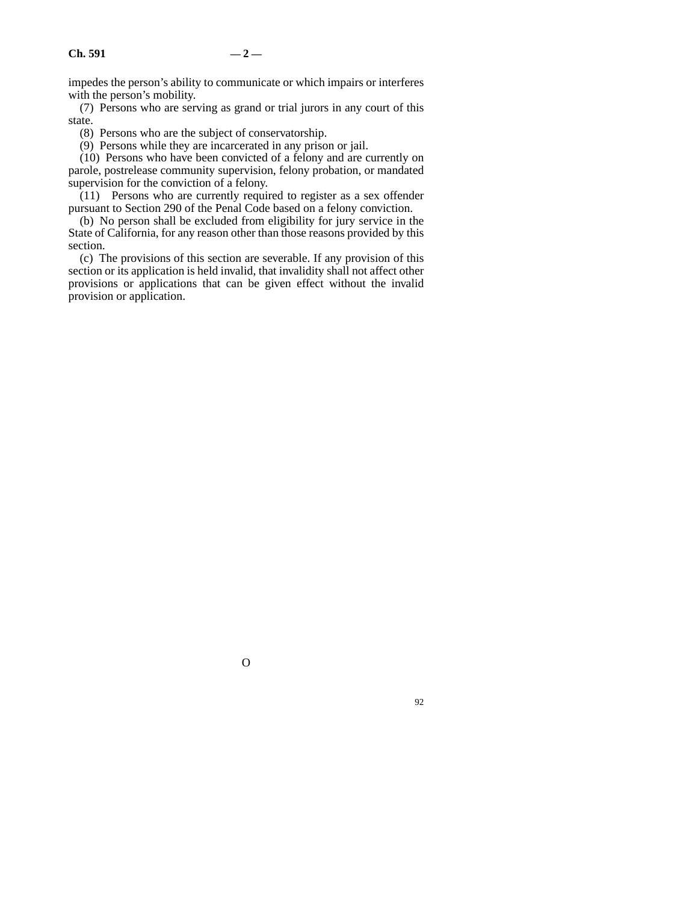impedes the person's ability to communicate or which impairs or interferes with the person's mobility.

(7) Persons who are serving as grand or trial jurors in any court of this state.

(8) Persons who are the subject of conservatorship.

(9) Persons while they are incarcerated in any prison or jail.

(10) Persons who have been convicted of a felony and are currently on parole, postrelease community supervision, felony probation, or mandated supervision for the conviction of a felony.

(11) Persons who are currently required to register as a sex offender pursuant to Section 290 of the Penal Code based on a felony conviction.

(b) No person shall be excluded from eligibility for jury service in the State of California, for any reason other than those reasons provided by this section.

(c) The provisions of this section are severable. If any provision of this section or its application is held invalid, that invalidity shall not affect other provisions or applications that can be given effect without the invalid provision or application.